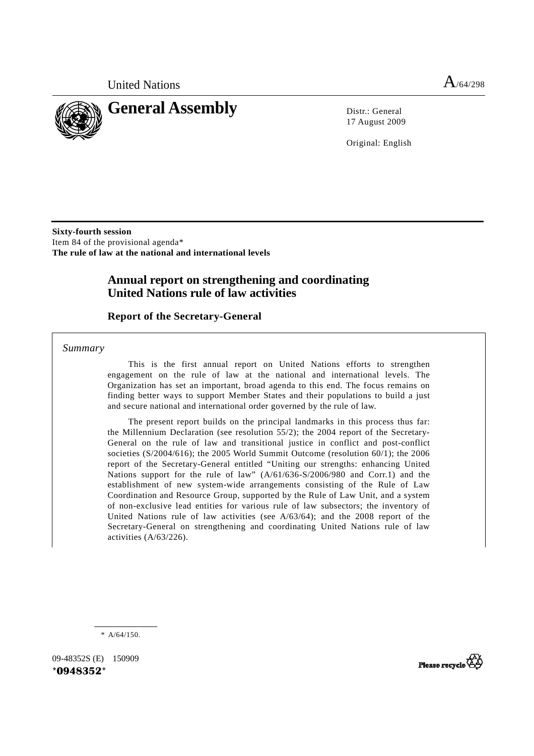United Nations A/64/298

# General Assembly

Distr.: General
17 August 2009

Original: English

**Sixty-fourth session**
Item 84 of the provisional agenda*
**The rule of law at the national and international levels**

## Annual report on strengthening and coordinating United Nations rule of law activities

### Report of the Secretary-General

*Summary*

This is the first annual report on United Nations efforts to strengthen engagement on the rule of law at the national and international levels. The Organization has set an important, broad agenda to this end. The focus remains on finding better ways to support Member States and their populations to build a just and secure national and international order governed by the rule of law.

The present report builds on the principal landmarks in this process thus far: the Millennium Declaration (see resolution 55/2); the 2004 report of the Secretary-General on the rule of law and transitional justice in conflict and post-conflict societies (S/2004/616); the 2005 World Summit Outcome (resolution 60/1); the 2006 report of the Secretary-General entitled "Uniting our strengths: enhancing United Nations support for the rule of law" (A/61/636-S/2006/980 and Corr.1) and the establishment of new system-wide arrangements consisting of the Rule of Law Coordination and Resource Group, supported by the Rule of Law Unit, and a system of non-exclusive lead entities for various rule of law subsectors; the inventory of United Nations rule of law activities (see A/63/64); and the 2008 report of the Secretary-General on strengthening and coordinating United Nations rule of law activities (A/63/226).

\* A/64/150.

09-48352S (E) 150909
*0948352*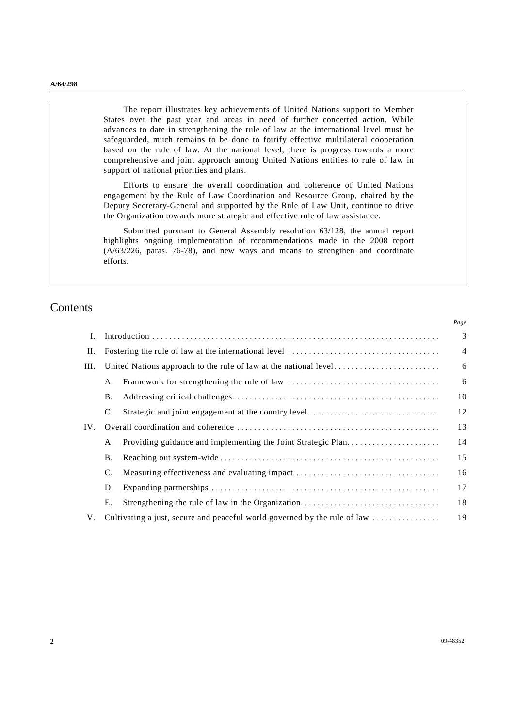The report illustrates key achievements of United Nations support to Member States over the past year and areas in need of further concerted action. While advances to date in strengthening the rule of law at the international level must be safeguarded, much remains to be done to fortify effective multilateral cooperation based on the rule of law. At the national level, there is progress towards a more comprehensive and joint approach among United Nations entities to rule of law in support of national priorities and plans.

Efforts to ensure the overall coordination and coherence of United Nations engagement by the Rule of Law Coordination and Resource Group, chaired by the Deputy Secretary-General and supported by the Rule of Law Unit, continue to drive the Organization towards more strategic and effective rule of law assistance.

Submitted pursuant to General Assembly resolution 63/128, the annual report highlights ongoing implementation of recommendations made in the 2008 report (A/63/226, paras. 76-78), and new ways and means to strengthen and coordinate efforts.

# Contents

| | | | Page |
|---|---|---|---|
| I. | Introduction | | 3 |
| II. | Fostering the rule of law at the international level | | 4 |
| III. | United Nations approach to the rule of law at the national level | | 6 |
| | A. | Framework for strengthening the rule of law | 6 |
| | B. | Addressing critical challenges | 10 |
| | C. | Strategic and joint engagement at the country level | 12 |
| IV. | Overall coordination and coherence | | 13 |
| | A. | Providing guidance and implementing the Joint Strategic Plan | 14 |
| | B. | Reaching out system-wide | 15 |
| | C. | Measuring effectiveness and evaluating impact | 16 |
| | D. | Expanding partnerships | 17 |
| | E. | Strengthening the rule of law in the Organization | 18 |
| V. | Cultivating a just, secure and peaceful world governed by the rule of law | | 19 |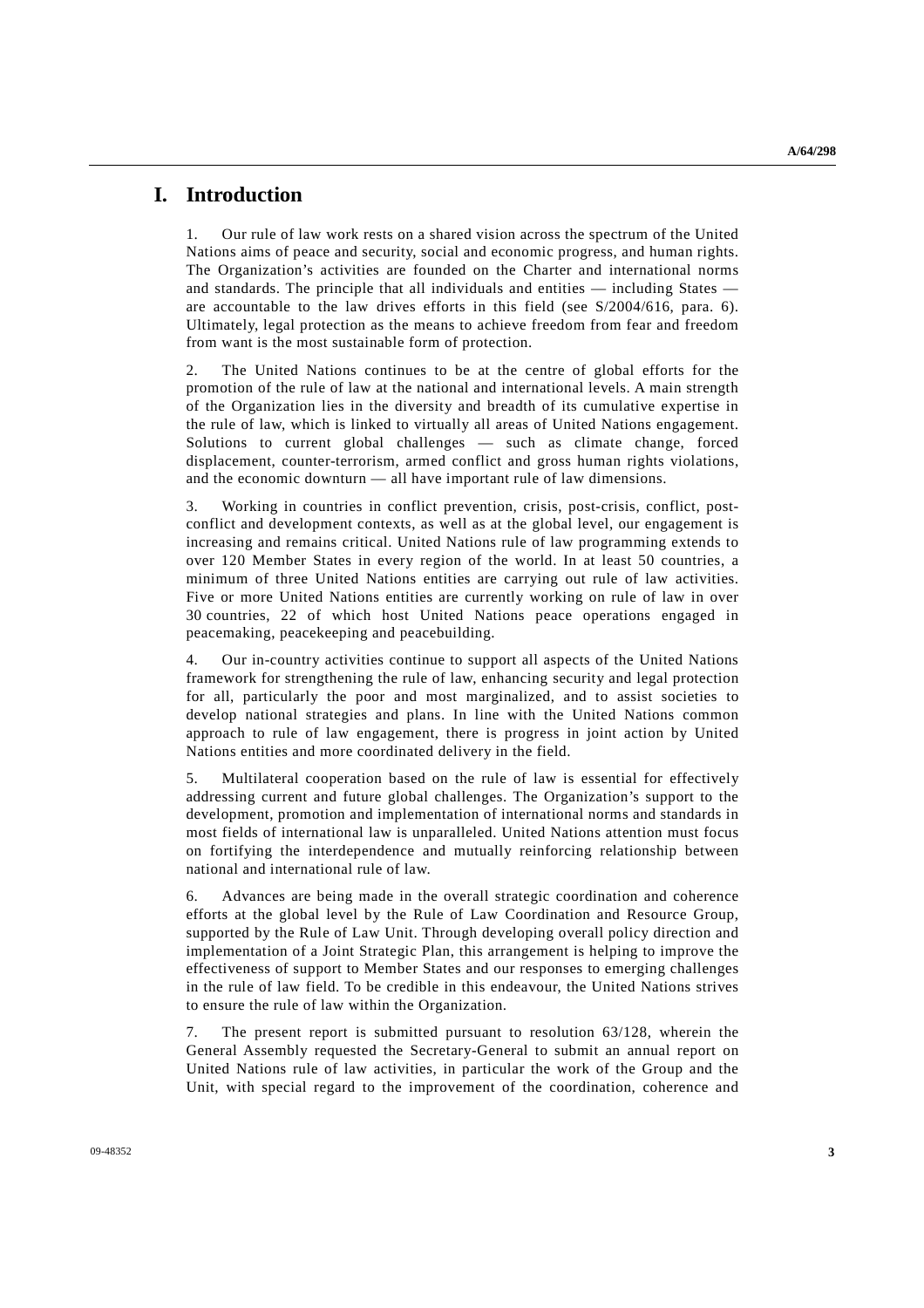# I. Introduction

1. Our rule of law work rests on a shared vision across the spectrum of the United Nations aims of peace and security, social and economic progress, and human rights. The Organization's activities are founded on the Charter and international norms and standards. The principle that all individuals and entities — including States — are accountable to the law drives efforts in this field (see S/2004/616, para. 6). Ultimately, legal protection as the means to achieve freedom from fear and freedom from want is the most sustainable form of protection.

2. The United Nations continues to be at the centre of global efforts for the promotion of the rule of law at the national and international levels. A main strength of the Organization lies in the diversity and breadth of its cumulative expertise in the rule of law, which is linked to virtually all areas of United Nations engagement. Solutions to current global challenges — such as climate change, forced displacement, counter-terrorism, armed conflict and gross human rights violations, and the economic downturn — all have important rule of law dimensions.

3. Working in countries in conflict prevention, crisis, post-crisis, conflict, post-conflict and development contexts, as well as at the global level, our engagement is increasing and remains critical. United Nations rule of law programming extends to over 120 Member States in every region of the world. In at least 50 countries, a minimum of three United Nations entities are carrying out rule of law activities. Five or more United Nations entities are currently working on rule of law in over 30 countries, 22 of which host United Nations peace operations engaged in peacemaking, peacekeeping and peacebuilding.

4. Our in-country activities continue to support all aspects of the United Nations framework for strengthening the rule of law, enhancing security and legal protection for all, particularly the poor and most marginalized, and to assist societies to develop national strategies and plans. In line with the United Nations common approach to rule of law engagement, there is progress in joint action by United Nations entities and more coordinated delivery in the field.

5. Multilateral cooperation based on the rule of law is essential for effectively addressing current and future global challenges. The Organization's support to the development, promotion and implementation of international norms and standards in most fields of international law is unparalleled. United Nations attention must focus on fortifying the interdependence and mutually reinforcing relationship between national and international rule of law.

6. Advances are being made in the overall strategic coordination and coherence efforts at the global level by the Rule of Law Coordination and Resource Group, supported by the Rule of Law Unit. Through developing overall policy direction and implementation of a Joint Strategic Plan, this arrangement is helping to improve the effectiveness of support to Member States and our responses to emerging challenges in the rule of law field. To be credible in this endeavour, the United Nations strives to ensure the rule of law within the Organization.

7. The present report is submitted pursuant to resolution 63/128, wherein the General Assembly requested the Secretary-General to submit an annual report on United Nations rule of law activities, in particular the work of the Group and the Unit, with special regard to the improvement of the coordination, coherence and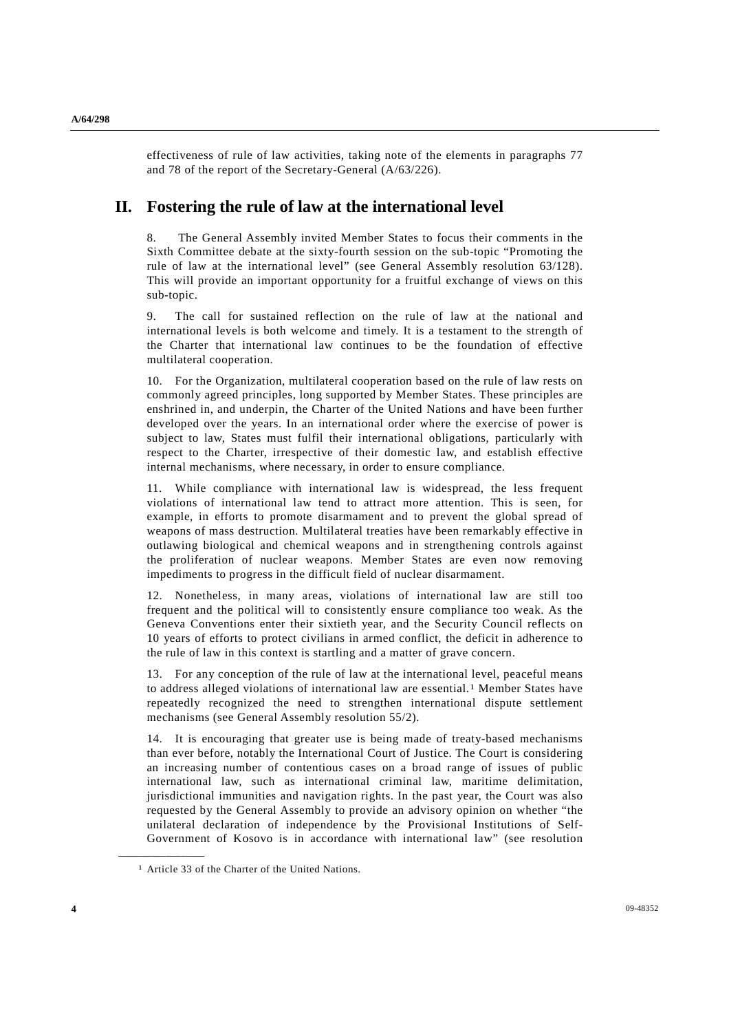effectiveness of rule of law activities, taking note of the elements in paragraphs 77 and 78 of the report of the Secretary-General (A/63/226).

## II. Fostering the rule of law at the international level

8. The General Assembly invited Member States to focus their comments in the Sixth Committee debate at the sixty-fourth session on the sub-topic "Promoting the rule of law at the international level" (see General Assembly resolution 63/128). This will provide an important opportunity for a fruitful exchange of views on this sub-topic.

9. The call for sustained reflection on the rule of law at the national and international levels is both welcome and timely. It is a testament to the strength of the Charter that international law continues to be the foundation of effective multilateral cooperation.

10. For the Organization, multilateral cooperation based on the rule of law rests on commonly agreed principles, long supported by Member States. These principles are enshrined in, and underpin, the Charter of the United Nations and have been further developed over the years. In an international order where the exercise of power is subject to law, States must fulfil their international obligations, particularly with respect to the Charter, irrespective of their domestic law, and establish effective internal mechanisms, where necessary, in order to ensure compliance.

11. While compliance with international law is widespread, the less frequent violations of international law tend to attract more attention. This is seen, for example, in efforts to promote disarmament and to prevent the global spread of weapons of mass destruction. Multilateral treaties have been remarkably effective in outlawing biological and chemical weapons and in strengthening controls against the proliferation of nuclear weapons. Member States are even now removing impediments to progress in the difficult field of nuclear disarmament.

12. Nonetheless, in many areas, violations of international law are still too frequent and the political will to consistently ensure compliance too weak. As the Geneva Conventions enter their sixtieth year, and the Security Council reflects on 10 years of efforts to protect civilians in armed conflict, the deficit in adherence to the rule of law in this context is startling and a matter of grave concern.

13. For any conception of the rule of law at the international level, peaceful means to address alleged violations of international law are essential.[1] Member States have repeatedly recognized the need to strengthen international dispute settlement mechanisms (see General Assembly resolution 55/2).

14. It is encouraging that greater use is being made of treaty-based mechanisms than ever before, notably the International Court of Justice. The Court is considering an increasing number of contentious cases on a broad range of issues of public international law, such as international criminal law, maritime delimitation, jurisdictional immunities and navigation rights. In the past year, the Court was also requested by the General Assembly to provide an advisory opinion on whether "the unilateral declaration of independence by the Provisional Institutions of Self-Government of Kosovo is in accordance with international law" (see resolution

---

[1] Article 33 of the Charter of the United Nations.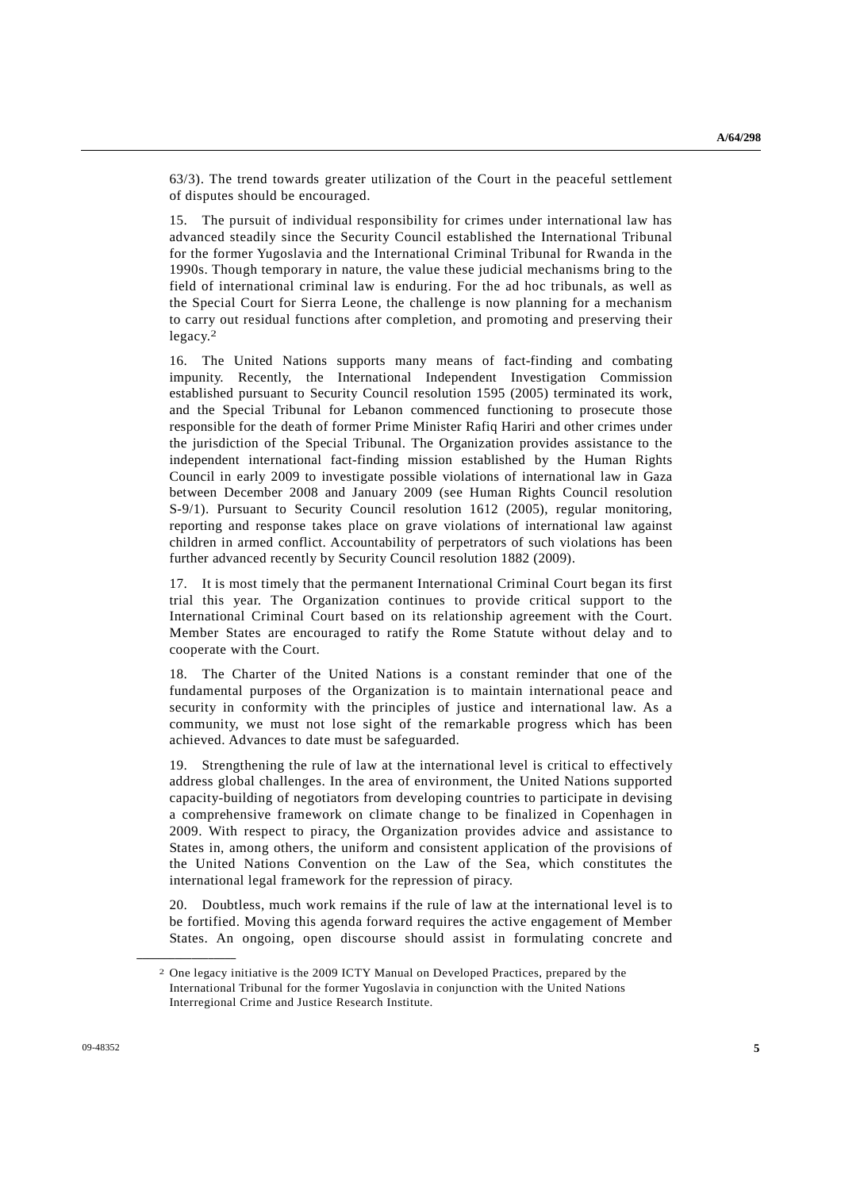63/3). The trend towards greater utilization of the Court in the peaceful settlement of disputes should be encouraged.

15. The pursuit of individual responsibility for crimes under international law has advanced steadily since the Security Council established the International Tribunal for the former Yugoslavia and the International Criminal Tribunal for Rwanda in the 1990s. Though temporary in nature, the value these judicial mechanisms bring to the field of international criminal law is enduring. For the ad hoc tribunals, as well as the Special Court for Sierra Leone, the challenge is now planning for a mechanism to carry out residual functions after completion, and promoting and preserving their legacy.[2]

16. The United Nations supports many means of fact-finding and combating impunity. Recently, the International Independent Investigation Commission established pursuant to Security Council resolution 1595 (2005) terminated its work, and the Special Tribunal for Lebanon commenced functioning to prosecute those responsible for the death of former Prime Minister Rafiq Hariri and other crimes under the jurisdiction of the Special Tribunal. The Organization provides assistance to the independent international fact-finding mission established by the Human Rights Council in early 2009 to investigate possible violations of international law in Gaza between December 2008 and January 2009 (see Human Rights Council resolution S-9/1). Pursuant to Security Council resolution 1612 (2005), regular monitoring, reporting and response takes place on grave violations of international law against children in armed conflict. Accountability of perpetrators of such violations has been further advanced recently by Security Council resolution 1882 (2009).

17. It is most timely that the permanent International Criminal Court began its first trial this year. The Organization continues to provide critical support to the International Criminal Court based on its relationship agreement with the Court. Member States are encouraged to ratify the Rome Statute without delay and to cooperate with the Court.

18. The Charter of the United Nations is a constant reminder that one of the fundamental purposes of the Organization is to maintain international peace and security in conformity with the principles of justice and international law. As a community, we must not lose sight of the remarkable progress which has been achieved. Advances to date must be safeguarded.

19. Strengthening the rule of law at the international level is critical to effectively address global challenges. In the area of environment, the United Nations supported capacity-building of negotiators from developing countries to participate in devising a comprehensive framework on climate change to be finalized in Copenhagen in 2009. With respect to piracy, the Organization provides advice and assistance to States in, among others, the uniform and consistent application of the provisions of the United Nations Convention on the Law of the Sea, which constitutes the international legal framework for the repression of piracy.

20. Doubtless, much work remains if the rule of law at the international level is to be fortified. Moving this agenda forward requires the active engagement of Member States. An ongoing, open discourse should assist in formulating concrete and

---

[2] One legacy initiative is the 2009 ICTY Manual on Developed Practices, prepared by the International Tribunal for the former Yugoslavia in conjunction with the United Nations Interregional Crime and Justice Research Institute.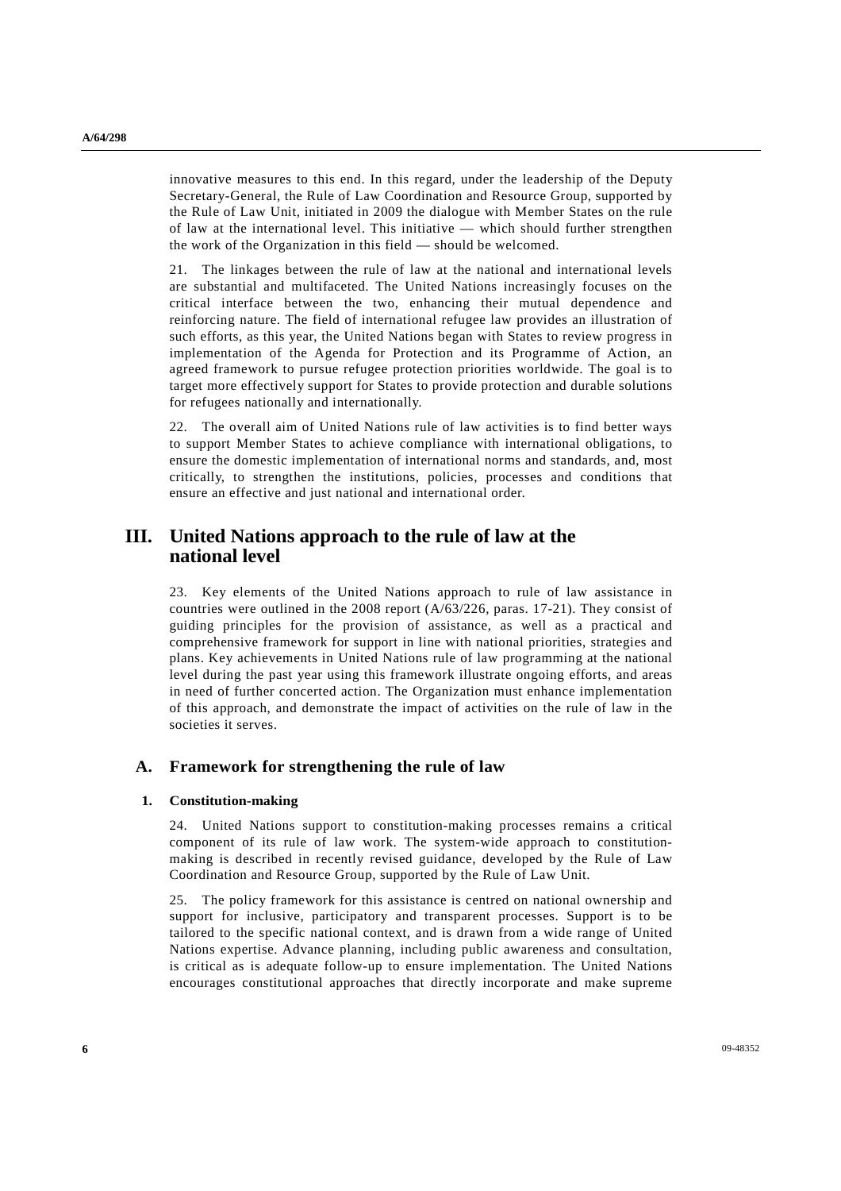innovative measures to this end. In this regard, under the leadership of the Deputy Secretary-General, the Rule of Law Coordination and Resource Group, supported by the Rule of Law Unit, initiated in 2009 the dialogue with Member States on the rule of law at the international level. This initiative — which should further strengthen the work of the Organization in this field — should be welcomed.

21. The linkages between the rule of law at the national and international levels are substantial and multifaceted. The United Nations increasingly focuses on the critical interface between the two, enhancing their mutual dependence and reinforcing nature. The field of international refugee law provides an illustration of such efforts, as this year, the United Nations began with States to review progress in implementation of the Agenda for Protection and its Programme of Action, an agreed framework to pursue refugee protection priorities worldwide. The goal is to target more effectively support for States to provide protection and durable solutions for refugees nationally and internationally.

22. The overall aim of United Nations rule of law activities is to find better ways to support Member States to achieve compliance with international obligations, to ensure the domestic implementation of international norms and standards, and, most critically, to strengthen the institutions, policies, processes and conditions that ensure an effective and just national and international order.

# III. United Nations approach to the rule of law at the national level

23. Key elements of the United Nations approach to rule of law assistance in countries were outlined in the 2008 report (A/63/226, paras. 17-21). They consist of guiding principles for the provision of assistance, as well as a practical and comprehensive framework for support in line with national priorities, strategies and plans. Key achievements in United Nations rule of law programming at the national level during the past year using this framework illustrate ongoing efforts, and areas in need of further concerted action. The Organization must enhance implementation of this approach, and demonstrate the impact of activities on the rule of law in the societies it serves.

## A. Framework for strengthening the rule of law

### 1. Constitution-making

24. United Nations support to constitution-making processes remains a critical component of its rule of law work. The system-wide approach to constitution-making is described in recently revised guidance, developed by the Rule of Law Coordination and Resource Group, supported by the Rule of Law Unit.

25. The policy framework for this assistance is centred on national ownership and support for inclusive, participatory and transparent processes. Support is to be tailored to the specific national context, and is drawn from a wide range of United Nations expertise. Advance planning, including public awareness and consultation, is critical as is adequate follow-up to ensure implementation. The United Nations encourages constitutional approaches that directly incorporate and make supreme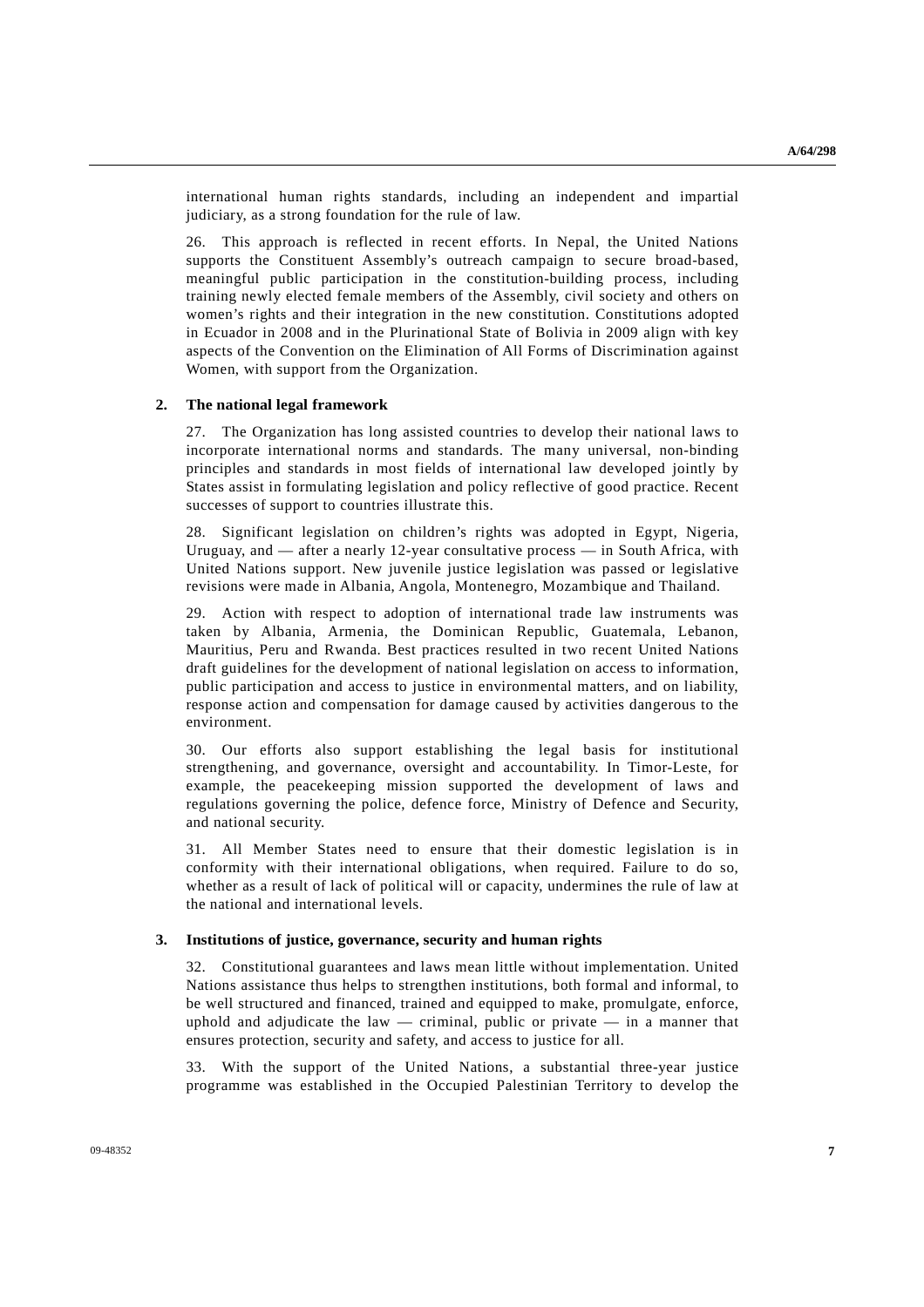international human rights standards, including an independent and impartial judiciary, as a strong foundation for the rule of law.

26. This approach is reflected in recent efforts. In Nepal, the United Nations supports the Constituent Assembly's outreach campaign to secure broad-based, meaningful public participation in the constitution-building process, including training newly elected female members of the Assembly, civil society and others on women's rights and their integration in the new constitution. Constitutions adopted in Ecuador in 2008 and in the Plurinational State of Bolivia in 2009 align with key aspects of the Convention on the Elimination of All Forms of Discrimination against Women, with support from the Organization.

### 2. The national legal framework

27. The Organization has long assisted countries to develop their national laws to incorporate international norms and standards. The many universal, non-binding principles and standards in most fields of international law developed jointly by States assist in formulating legislation and policy reflective of good practice. Recent successes of support to countries illustrate this.

28. Significant legislation on children's rights was adopted in Egypt, Nigeria, Uruguay, and — after a nearly 12-year consultative process — in South Africa, with United Nations support. New juvenile justice legislation was passed or legislative revisions were made in Albania, Angola, Montenegro, Mozambique and Thailand.

29. Action with respect to adoption of international trade law instruments was taken by Albania, Armenia, the Dominican Republic, Guatemala, Lebanon, Mauritius, Peru and Rwanda. Best practices resulted in two recent United Nations draft guidelines for the development of national legislation on access to information, public participation and access to justice in environmental matters, and on liability, response action and compensation for damage caused by activities dangerous to the environment.

30. Our efforts also support establishing the legal basis for institutional strengthening, and governance, oversight and accountability. In Timor-Leste, for example, the peacekeeping mission supported the development of laws and regulations governing the police, defence force, Ministry of Defence and Security, and national security.

31. All Member States need to ensure that their domestic legislation is in conformity with their international obligations, when required. Failure to do so, whether as a result of lack of political will or capacity, undermines the rule of law at the national and international levels.

### 3. Institutions of justice, governance, security and human rights

32. Constitutional guarantees and laws mean little without implementation. United Nations assistance thus helps to strengthen institutions, both formal and informal, to be well structured and financed, trained and equipped to make, promulgate, enforce, uphold and adjudicate the law — criminal, public or private — in a manner that ensures protection, security and safety, and access to justice for all.

33. With the support of the United Nations, a substantial three-year justice programme was established in the Occupied Palestinian Territory to develop the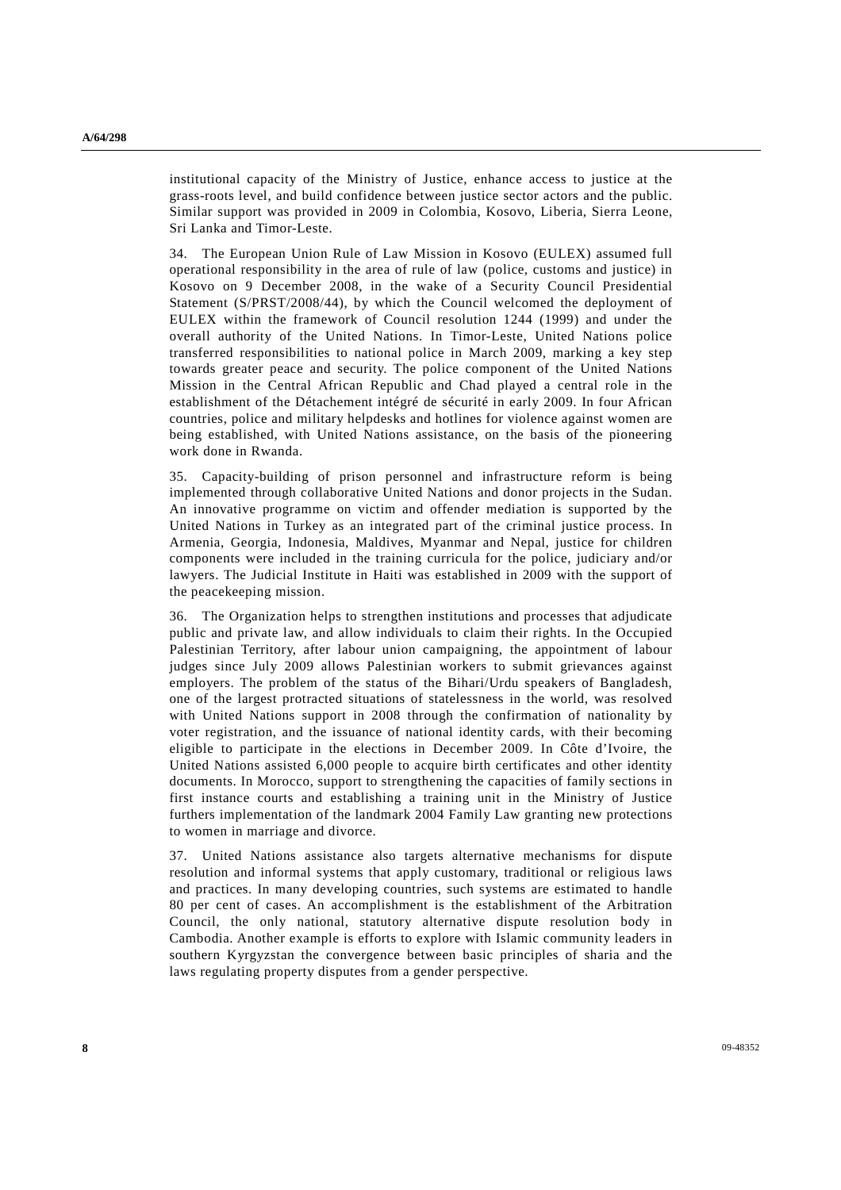institutional capacity of the Ministry of Justice, enhance access to justice at the grass-roots level, and build confidence between justice sector actors and the public. Similar support was provided in 2009 in Colombia, Kosovo, Liberia, Sierra Leone, Sri Lanka and Timor-Leste.

34. The European Union Rule of Law Mission in Kosovo (EULEX) assumed full operational responsibility in the area of rule of law (police, customs and justice) in Kosovo on 9 December 2008, in the wake of a Security Council Presidential Statement (S/PRST/2008/44), by which the Council welcomed the deployment of EULEX within the framework of Council resolution 1244 (1999) and under the overall authority of the United Nations. In Timor-Leste, United Nations police transferred responsibilities to national police in March 2009, marking a key step towards greater peace and security. The police component of the United Nations Mission in the Central African Republic and Chad played a central role in the establishment of the Détachement intégré de sécurité in early 2009. In four African countries, police and military helpdesks and hotlines for violence against women are being established, with United Nations assistance, on the basis of the pioneering work done in Rwanda.

35. Capacity-building of prison personnel and infrastructure reform is being implemented through collaborative United Nations and donor projects in the Sudan. An innovative programme on victim and offender mediation is supported by the United Nations in Turkey as an integrated part of the criminal justice process. In Armenia, Georgia, Indonesia, Maldives, Myanmar and Nepal, justice for children components were included in the training curricula for the police, judiciary and/or lawyers. The Judicial Institute in Haiti was established in 2009 with the support of the peacekeeping mission.

36. The Organization helps to strengthen institutions and processes that adjudicate public and private law, and allow individuals to claim their rights. In the Occupied Palestinian Territory, after labour union campaigning, the appointment of labour judges since July 2009 allows Palestinian workers to submit grievances against employers. The problem of the status of the Bihari/Urdu speakers of Bangladesh, one of the largest protracted situations of statelessness in the world, was resolved with United Nations support in 2008 through the confirmation of nationality by voter registration, and the issuance of national identity cards, with their becoming eligible to participate in the elections in December 2009. In Côte d'Ivoire, the United Nations assisted 6,000 people to acquire birth certificates and other identity documents. In Morocco, support to strengthening the capacities of family sections in first instance courts and establishing a training unit in the Ministry of Justice furthers implementation of the landmark 2004 Family Law granting new protections to women in marriage and divorce.

37. United Nations assistance also targets alternative mechanisms for dispute resolution and informal systems that apply customary, traditional or religious laws and practices. In many developing countries, such systems are estimated to handle 80 per cent of cases. An accomplishment is the establishment of the Arbitration Council, the only national, statutory alternative dispute resolution body in Cambodia. Another example is efforts to explore with Islamic community leaders in southern Kyrgyzstan the convergence between basic principles of sharia and the laws regulating property disputes from a gender perspective.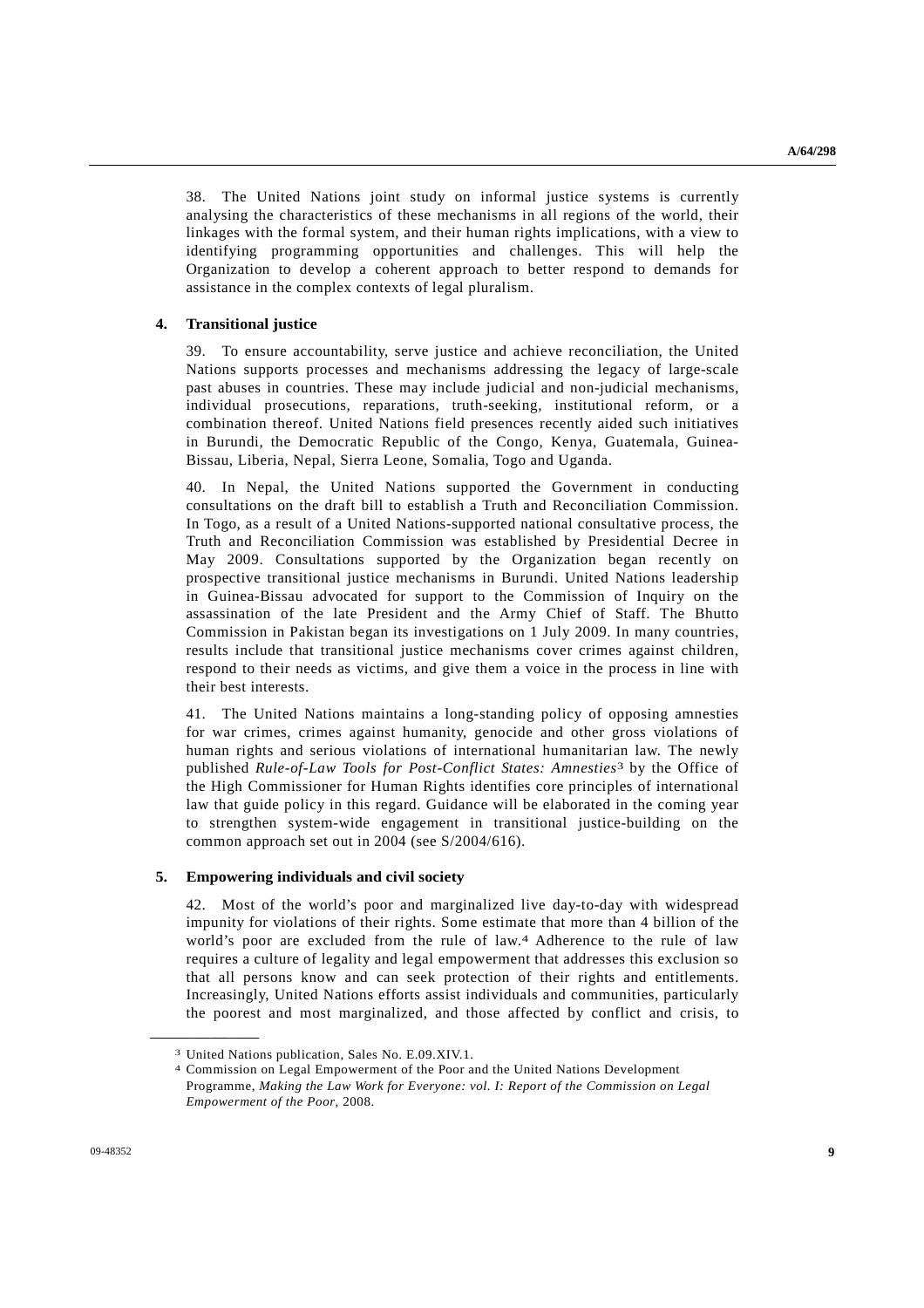38. The United Nations joint study on informal justice systems is currently analysing the characteristics of these mechanisms in all regions of the world, their linkages with the formal system, and their human rights implications, with a view to identifying programming opportunities and challenges. This will help the Organization to develop a coherent approach to better respond to demands for assistance in the complex contexts of legal pluralism.

### 4. Transitional justice

39. To ensure accountability, serve justice and achieve reconciliation, the United Nations supports processes and mechanisms addressing the legacy of large-scale past abuses in countries. These may include judicial and non-judicial mechanisms, individual prosecutions, reparations, truth-seeking, institutional reform, or a combination thereof. United Nations field presences recently aided such initiatives in Burundi, the Democratic Republic of the Congo, Kenya, Guatemala, Guinea-Bissau, Liberia, Nepal, Sierra Leone, Somalia, Togo and Uganda.

40. In Nepal, the United Nations supported the Government in conducting consultations on the draft bill to establish a Truth and Reconciliation Commission. In Togo, as a result of a United Nations-supported national consultative process, the Truth and Reconciliation Commission was established by Presidential Decree in May 2009. Consultations supported by the Organization began recently on prospective transitional justice mechanisms in Burundi. United Nations leadership in Guinea-Bissau advocated for support to the Commission of Inquiry on the assassination of the late President and the Army Chief of Staff. The Bhutto Commission in Pakistan began its investigations on 1 July 2009. In many countries, results include that transitional justice mechanisms cover crimes against children, respond to their needs as victims, and give them a voice in the process in line with their best interests.

41. The United Nations maintains a long-standing policy of opposing amnesties for war crimes, crimes against humanity, genocide and other gross violations of human rights and serious violations of international humanitarian law. The newly published *Rule-of-Law Tools for Post-Conflict States: Amnesties*[3] by the Office of the High Commissioner for Human Rights identifies core principles of international law that guide policy in this regard. Guidance will be elaborated in the coming year to strengthen system-wide engagement in transitional justice-building on the common approach set out in 2004 (see S/2004/616).

### 5. Empowering individuals and civil society

42. Most of the world's poor and marginalized live day-to-day with widespread impunity for violations of their rights. Some estimate that more than 4 billion of the world's poor are excluded from the rule of law.[4] Adherence to the rule of law requires a culture of legality and legal empowerment that addresses this exclusion so that all persons know and can seek protection of their rights and entitlements. Increasingly, United Nations efforts assist individuals and communities, particularly the poorest and most marginalized, and those affected by conflict and crisis, to

---

[3] United Nations publication, Sales No. E.09.XIV.1.

[4] Commission on Legal Empowerment of the Poor and the United Nations Development Programme, *Making the Law Work for Everyone: vol. I: Report of the Commission on Legal Empowerment of the Poor*, 2008.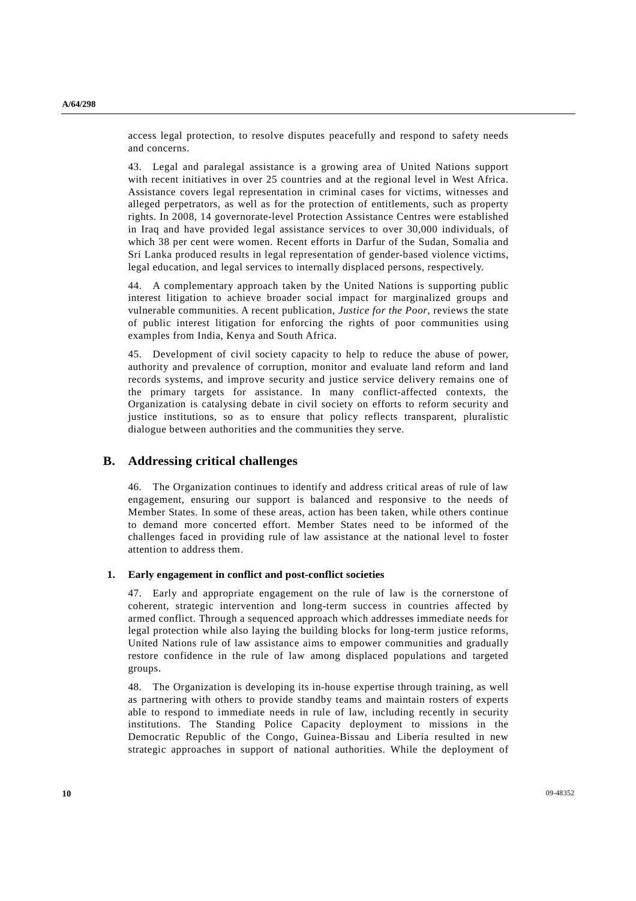access legal protection, to resolve disputes peacefully and respond to safety needs and concerns.

43. Legal and paralegal assistance is a growing area of United Nations support with recent initiatives in over 25 countries and at the regional level in West Africa. Assistance covers legal representation in criminal cases for victims, witnesses and alleged perpetrators, as well as for the protection of entitlements, such as property rights. In 2008, 14 governorate-level Protection Assistance Centres were established in Iraq and have provided legal assistance services to over 30,000 individuals, of which 38 per cent were women. Recent efforts in Darfur of the Sudan, Somalia and Sri Lanka produced results in legal representation of gender-based violence victims, legal education, and legal services to internally displaced persons, respectively.

44. A complementary approach taken by the United Nations is supporting public interest litigation to achieve broader social impact for marginalized groups and vulnerable communities. A recent publication, *Justice for the Poor*, reviews the state of public interest litigation for enforcing the rights of poor communities using examples from India, Kenya and South Africa.

45. Development of civil society capacity to help to reduce the abuse of power, authority and prevalence of corruption, monitor and evaluate land reform and land records systems, and improve security and justice service delivery remains one of the primary targets for assistance. In many conflict-affected contexts, the Organization is catalysing debate in civil society on efforts to reform security and justice institutions, so as to ensure that policy reflects transparent, pluralistic dialogue between authorities and the communities they serve.

## B. Addressing critical challenges

46. The Organization continues to identify and address critical areas of rule of law engagement, ensuring our support is balanced and responsive to the needs of Member States. In some of these areas, action has been taken, while others continue to demand more concerted effort. Member States need to be informed of the challenges faced in providing rule of law assistance at the national level to foster attention to address them.

### 1. Early engagement in conflict and post-conflict societies

47. Early and appropriate engagement on the rule of law is the cornerstone of coherent, strategic intervention and long-term success in countries affected by armed conflict. Through a sequenced approach which addresses immediate needs for legal protection while also laying the building blocks for long-term justice reforms, United Nations rule of law assistance aims to empower communities and gradually restore confidence in the rule of law among displaced populations and targeted groups.

48. The Organization is developing its in-house expertise through training, as well as partnering with others to provide standby teams and maintain rosters of experts able to respond to immediate needs in rule of law, including recently in security institutions. The Standing Police Capacity deployment to missions in the Democratic Republic of the Congo, Guinea-Bissau and Liberia resulted in new strategic approaches in support of national authorities. While the deployment of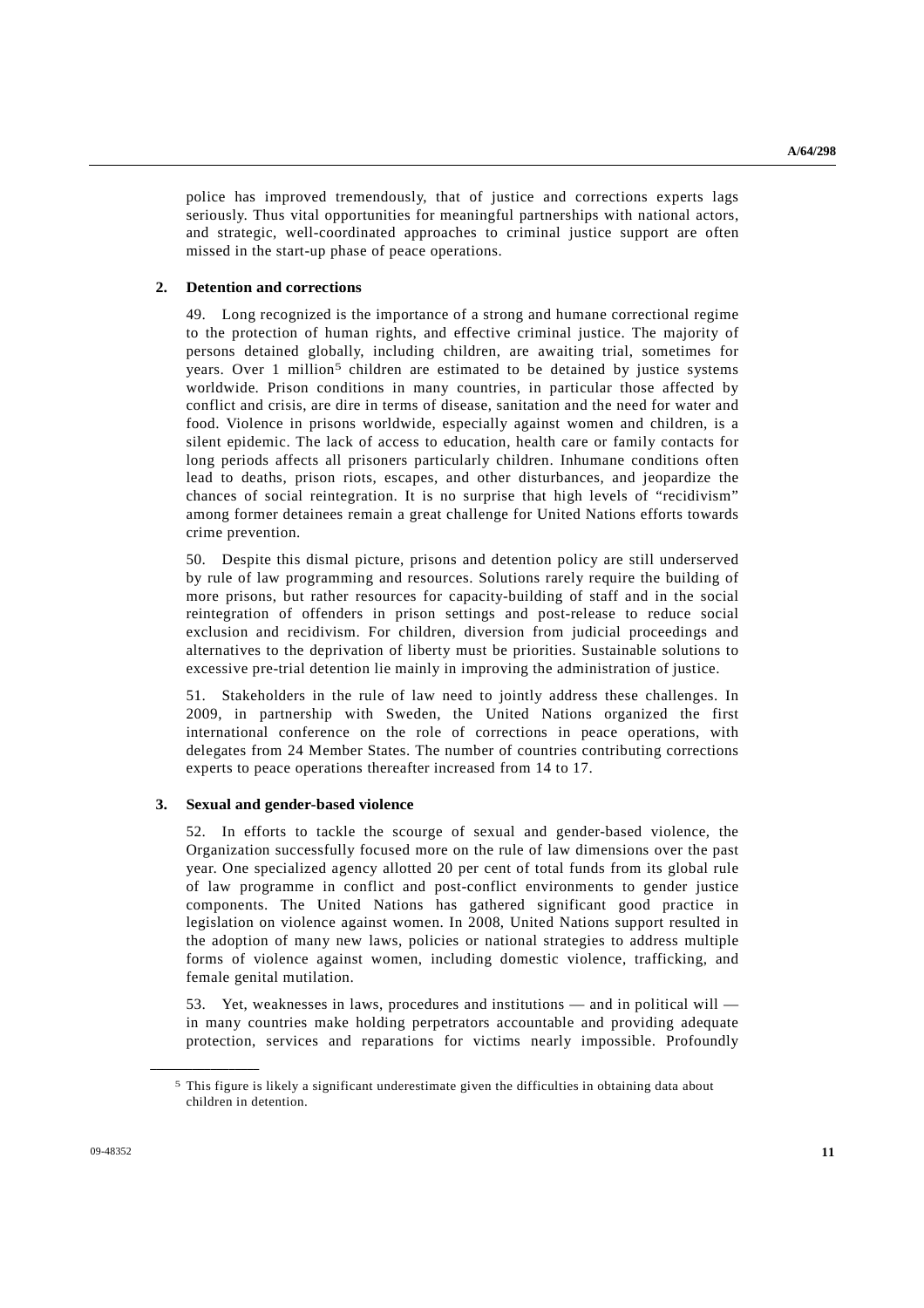police has improved tremendously, that of justice and corrections experts lags seriously. Thus vital opportunities for meaningful partnerships with national actors, and strategic, well-coordinated approaches to criminal justice support are often missed in the start-up phase of peace operations.

### 2. Detention and corrections

49. Long recognized is the importance of a strong and humane correctional regime to the protection of human rights, and effective criminal justice. The majority of persons detained globally, including children, are awaiting trial, sometimes for years. Over 1 million[5] children are estimated to be detained by justice systems worldwide. Prison conditions in many countries, in particular those affected by conflict and crisis, are dire in terms of disease, sanitation and the need for water and food. Violence in prisons worldwide, especially against women and children, is a silent epidemic. The lack of access to education, health care or family contacts for long periods affects all prisoners particularly children. Inhumane conditions often lead to deaths, prison riots, escapes, and other disturbances, and jeopardize the chances of social reintegration. It is no surprise that high levels of "recidivism" among former detainees remain a great challenge for United Nations efforts towards crime prevention.

50. Despite this dismal picture, prisons and detention policy are still underserved by rule of law programming and resources. Solutions rarely require the building of more prisons, but rather resources for capacity-building of staff and in the social reintegration of offenders in prison settings and post-release to reduce social exclusion and recidivism. For children, diversion from judicial proceedings and alternatives to the deprivation of liberty must be priorities. Sustainable solutions to excessive pre-trial detention lie mainly in improving the administration of justice.

51. Stakeholders in the rule of law need to jointly address these challenges. In 2009, in partnership with Sweden, the United Nations organized the first international conference on the role of corrections in peace operations, with delegates from 24 Member States. The number of countries contributing corrections experts to peace operations thereafter increased from 14 to 17.

### 3. Sexual and gender-based violence

52. In efforts to tackle the scourge of sexual and gender-based violence, the Organization successfully focused more on the rule of law dimensions over the past year. One specialized agency allotted 20 per cent of total funds from its global rule of law programme in conflict and post-conflict environments to gender justice components. The United Nations has gathered significant good practice in legislation on violence against women. In 2008, United Nations support resulted in the adoption of many new laws, policies or national strategies to address multiple forms of violence against women, including domestic violence, trafficking, and female genital mutilation.

53. Yet, weaknesses in laws, procedures and institutions — and in political will — in many countries make holding perpetrators accountable and providing adequate protection, services and reparations for victims nearly impossible. Profoundly

---

[5] This figure is likely a significant underestimate given the difficulties in obtaining data about children in detention.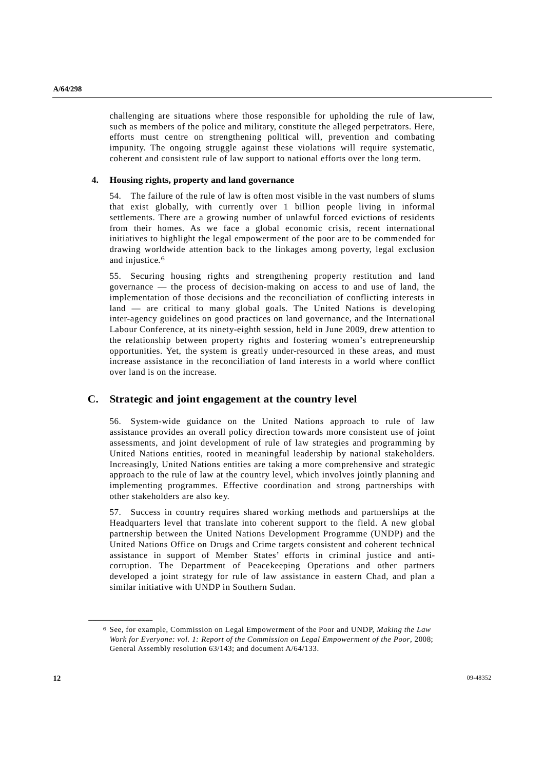challenging are situations where those responsible for upholding the rule of law, such as members of the police and military, constitute the alleged perpetrators. Here, efforts must centre on strengthening political will, prevention and combating impunity. The ongoing struggle against these violations will require systematic, coherent and consistent rule of law support to national efforts over the long term.

### 4. Housing rights, property and land governance

54. The failure of the rule of law is often most visible in the vast numbers of slums that exist globally, with currently over 1 billion people living in informal settlements. There are a growing number of unlawful forced evictions of residents from their homes. As we face a global economic crisis, recent international initiatives to highlight the legal empowerment of the poor are to be commended for drawing worldwide attention back to the linkages among poverty, legal exclusion and injustice.[6]

55. Securing housing rights and strengthening property restitution and land governance — the process of decision-making on access to and use of land, the implementation of those decisions and the reconciliation of conflicting interests in land — are critical to many global goals. The United Nations is developing inter-agency guidelines on good practices on land governance, and the International Labour Conference, at its ninety-eighth session, held in June 2009, drew attention to the relationship between property rights and fostering women's entrepreneurship opportunities. Yet, the system is greatly under-resourced in these areas, and must increase assistance in the reconciliation of land interests in a world where conflict over land is on the increase.

## C. Strategic and joint engagement at the country level

56. System-wide guidance on the United Nations approach to rule of law assistance provides an overall policy direction towards more consistent use of joint assessments, and joint development of rule of law strategies and programming by United Nations entities, rooted in meaningful leadership by national stakeholders. Increasingly, United Nations entities are taking a more comprehensive and strategic approach to the rule of law at the country level, which involves jointly planning and implementing programmes. Effective coordination and strong partnerships with other stakeholders are also key.

57. Success in country requires shared working methods and partnerships at the Headquarters level that translate into coherent support to the field. A new global partnership between the United Nations Development Programme (UNDP) and the United Nations Office on Drugs and Crime targets consistent and coherent technical assistance in support of Member States' efforts in criminal justice and anti-corruption. The Department of Peacekeeping Operations and other partners developed a joint strategy for rule of law assistance in eastern Chad, and plan a similar initiative with UNDP in Southern Sudan.

---

[6] See, for example, Commission on Legal Empowerment of the Poor and UNDP, *Making the Law Work for Everyone: vol. 1: Report of the Commission on Legal Empowerment of the Poor*, 2008; General Assembly resolution 63/143; and document A/64/133.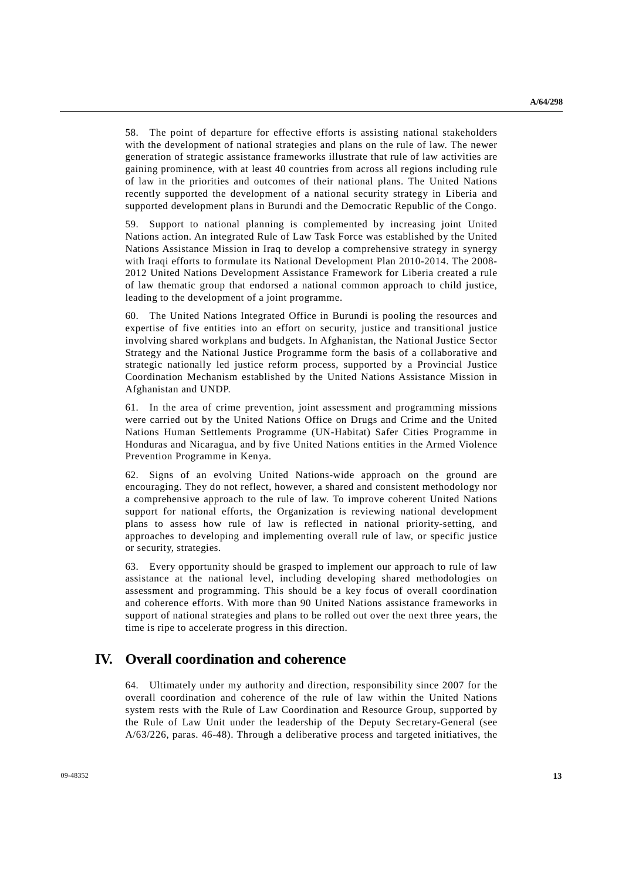58. The point of departure for effective efforts is assisting national stakeholders with the development of national strategies and plans on the rule of law. The newer generation of strategic assistance frameworks illustrate that rule of law activities are gaining prominence, with at least 40 countries from across all regions including rule of law in the priorities and outcomes of their national plans. The United Nations recently supported the development of a national security strategy in Liberia and supported development plans in Burundi and the Democratic Republic of the Congo.

59. Support to national planning is complemented by increasing joint United Nations action. An integrated Rule of Law Task Force was established by the United Nations Assistance Mission in Iraq to develop a comprehensive strategy in synergy with Iraqi efforts to formulate its National Development Plan 2010-2014. The 2008-2012 United Nations Development Assistance Framework for Liberia created a rule of law thematic group that endorsed a national common approach to child justice, leading to the development of a joint programme.

60. The United Nations Integrated Office in Burundi is pooling the resources and expertise of five entities into an effort on security, justice and transitional justice involving shared workplans and budgets. In Afghanistan, the National Justice Sector Strategy and the National Justice Programme form the basis of a collaborative and strategic nationally led justice reform process, supported by a Provincial Justice Coordination Mechanism established by the United Nations Assistance Mission in Afghanistan and UNDP.

61. In the area of crime prevention, joint assessment and programming missions were carried out by the United Nations Office on Drugs and Crime and the United Nations Human Settlements Programme (UN-Habitat) Safer Cities Programme in Honduras and Nicaragua, and by five United Nations entities in the Armed Violence Prevention Programme in Kenya.

62. Signs of an evolving United Nations-wide approach on the ground are encouraging. They do not reflect, however, a shared and consistent methodology nor a comprehensive approach to the rule of law. To improve coherent United Nations support for national efforts, the Organization is reviewing national development plans to assess how rule of law is reflected in national priority-setting, and approaches to developing and implementing overall rule of law, or specific justice or security, strategies.

63. Every opportunity should be grasped to implement our approach to rule of law assistance at the national level, including developing shared methodologies on assessment and programming. This should be a key focus of overall coordination and coherence efforts. With more than 90 United Nations assistance frameworks in support of national strategies and plans to be rolled out over the next three years, the time is ripe to accelerate progress in this direction.

# IV. Overall coordination and coherence

64. Ultimately under my authority and direction, responsibility since 2007 for the overall coordination and coherence of the rule of law within the United Nations system rests with the Rule of Law Coordination and Resource Group, supported by the Rule of Law Unit under the leadership of the Deputy Secretary-General (see A/63/226, paras. 46-48). Through a deliberative process and targeted initiatives, the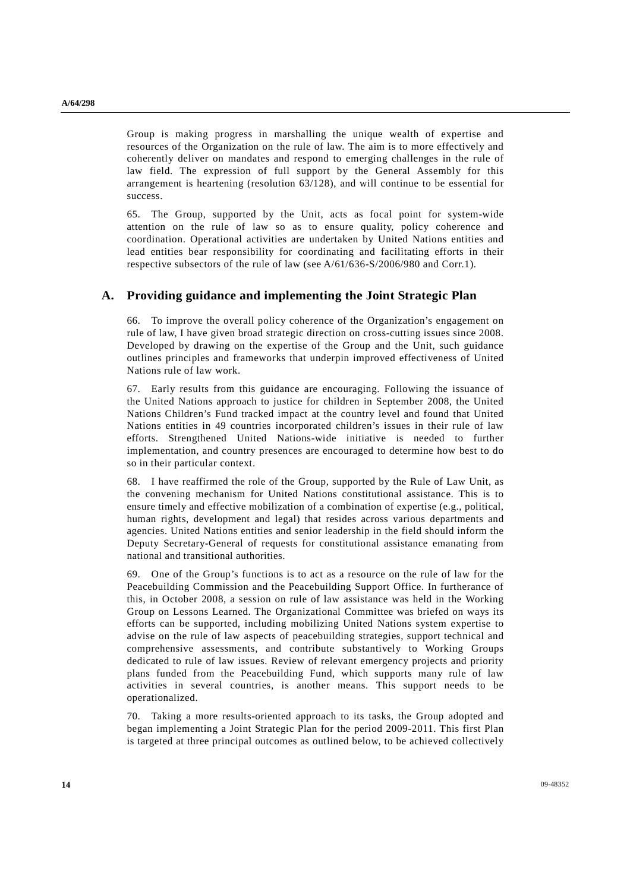Group is making progress in marshalling the unique wealth of expertise and resources of the Organization on the rule of law. The aim is to more effectively and coherently deliver on mandates and respond to emerging challenges in the rule of law field. The expression of full support by the General Assembly for this arrangement is heartening (resolution 63/128), and will continue to be essential for success.

65. The Group, supported by the Unit, acts as focal point for system-wide attention on the rule of law so as to ensure quality, policy coherence and coordination. Operational activities are undertaken by United Nations entities and lead entities bear responsibility for coordinating and facilitating efforts in their respective subsectors of the rule of law (see A/61/636-S/2006/980 and Corr.1).

## A. Providing guidance and implementing the Joint Strategic Plan

66. To improve the overall policy coherence of the Organization's engagement on rule of law, I have given broad strategic direction on cross-cutting issues since 2008. Developed by drawing on the expertise of the Group and the Unit, such guidance outlines principles and frameworks that underpin improved effectiveness of United Nations rule of law work.

67. Early results from this guidance are encouraging. Following the issuance of the United Nations approach to justice for children in September 2008, the United Nations Children's Fund tracked impact at the country level and found that United Nations entities in 49 countries incorporated children's issues in their rule of law efforts. Strengthened United Nations-wide initiative is needed to further implementation, and country presences are encouraged to determine how best to do so in their particular context.

68. I have reaffirmed the role of the Group, supported by the Rule of Law Unit, as the convening mechanism for United Nations constitutional assistance. This is to ensure timely and effective mobilization of a combination of expertise (e.g., political, human rights, development and legal) that resides across various departments and agencies. United Nations entities and senior leadership in the field should inform the Deputy Secretary-General of requests for constitutional assistance emanating from national and transitional authorities.

69. One of the Group's functions is to act as a resource on the rule of law for the Peacebuilding Commission and the Peacebuilding Support Office. In furtherance of this, in October 2008, a session on rule of law assistance was held in the Working Group on Lessons Learned. The Organizational Committee was briefed on ways its efforts can be supported, including mobilizing United Nations system expertise to advise on the rule of law aspects of peacebuilding strategies, support technical and comprehensive assessments, and contribute substantively to Working Groups dedicated to rule of law issues. Review of relevant emergency projects and priority plans funded from the Peacebuilding Fund, which supports many rule of law activities in several countries, is another means. This support needs to be operationalized.

70. Taking a more results-oriented approach to its tasks, the Group adopted and began implementing a Joint Strategic Plan for the period 2009-2011. This first Plan is targeted at three principal outcomes as outlined below, to be achieved collectively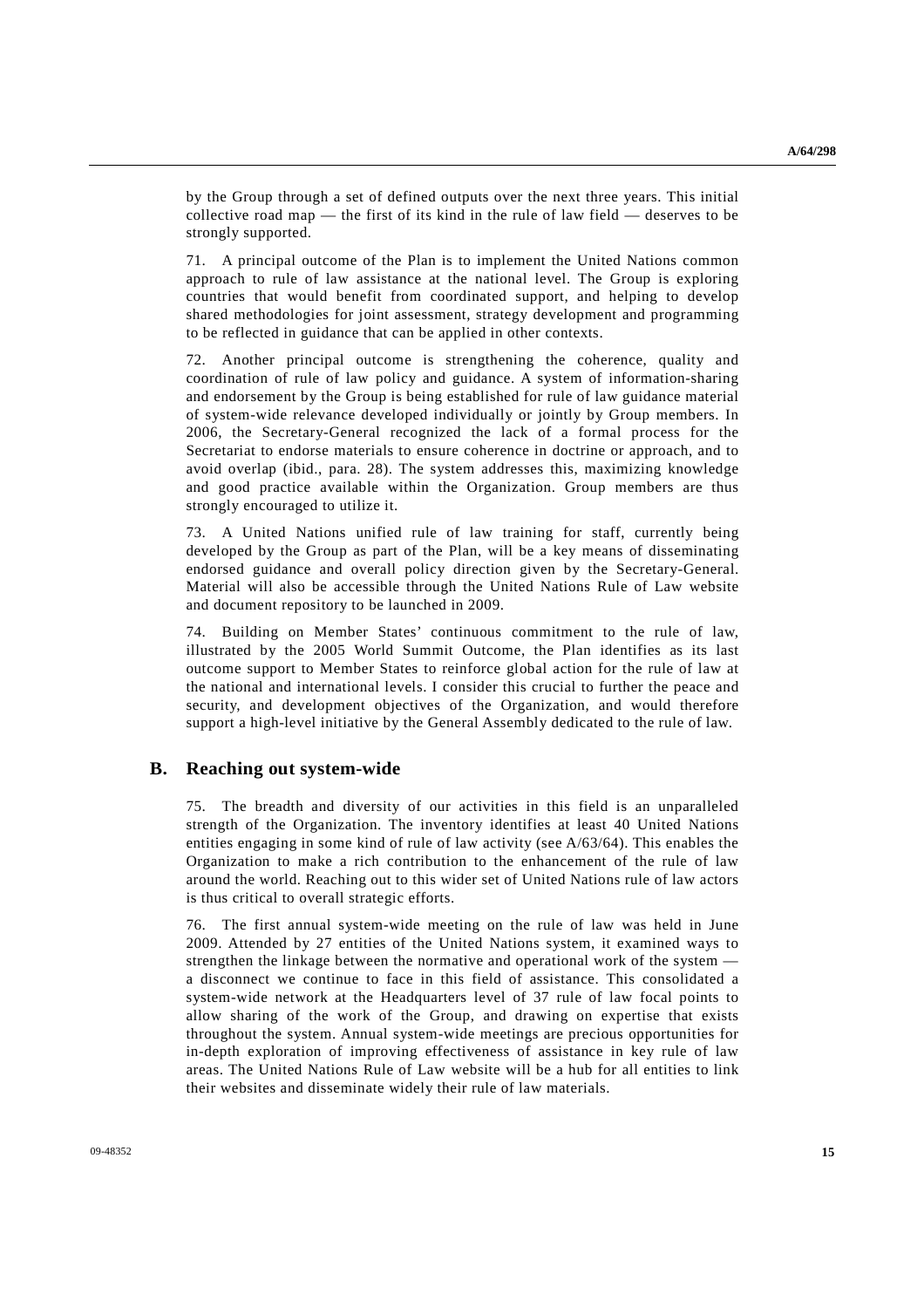by the Group through a set of defined outputs over the next three years. This initial collective road map — the first of its kind in the rule of law field — deserves to be strongly supported.

71. A principal outcome of the Plan is to implement the United Nations common approach to rule of law assistance at the national level. The Group is exploring countries that would benefit from coordinated support, and helping to develop shared methodologies for joint assessment, strategy development and programming to be reflected in guidance that can be applied in other contexts.

72. Another principal outcome is strengthening the coherence, quality and coordination of rule of law policy and guidance. A system of information-sharing and endorsement by the Group is being established for rule of law guidance material of system-wide relevance developed individually or jointly by Group members. In 2006, the Secretary-General recognized the lack of a formal process for the Secretariat to endorse materials to ensure coherence in doctrine or approach, and to avoid overlap (ibid., para. 28). The system addresses this, maximizing knowledge and good practice available within the Organization. Group members are thus strongly encouraged to utilize it.

73. A United Nations unified rule of law training for staff, currently being developed by the Group as part of the Plan, will be a key means of disseminating endorsed guidance and overall policy direction given by the Secretary-General. Material will also be accessible through the United Nations Rule of Law website and document repository to be launched in 2009.

74. Building on Member States' continuous commitment to the rule of law, illustrated by the 2005 World Summit Outcome, the Plan identifies as its last outcome support to Member States to reinforce global action for the rule of law at the national and international levels. I consider this crucial to further the peace and security, and development objectives of the Organization, and would therefore support a high-level initiative by the General Assembly dedicated to the rule of law.

## B. Reaching out system-wide

75. The breadth and diversity of our activities in this field is an unparalleled strength of the Organization. The inventory identifies at least 40 United Nations entities engaging in some kind of rule of law activity (see A/63/64). This enables the Organization to make a rich contribution to the enhancement of the rule of law around the world. Reaching out to this wider set of United Nations rule of law actors is thus critical to overall strategic efforts.

76. The first annual system-wide meeting on the rule of law was held in June 2009. Attended by 27 entities of the United Nations system, it examined ways to strengthen the linkage between the normative and operational work of the system — a disconnect we continue to face in this field of assistance. This consolidated a system-wide network at the Headquarters level of 37 rule of law focal points to allow sharing of the work of the Group, and drawing on expertise that exists throughout the system. Annual system-wide meetings are precious opportunities for in-depth exploration of improving effectiveness of assistance in key rule of law areas. The United Nations Rule of Law website will be a hub for all entities to link their websites and disseminate widely their rule of law materials.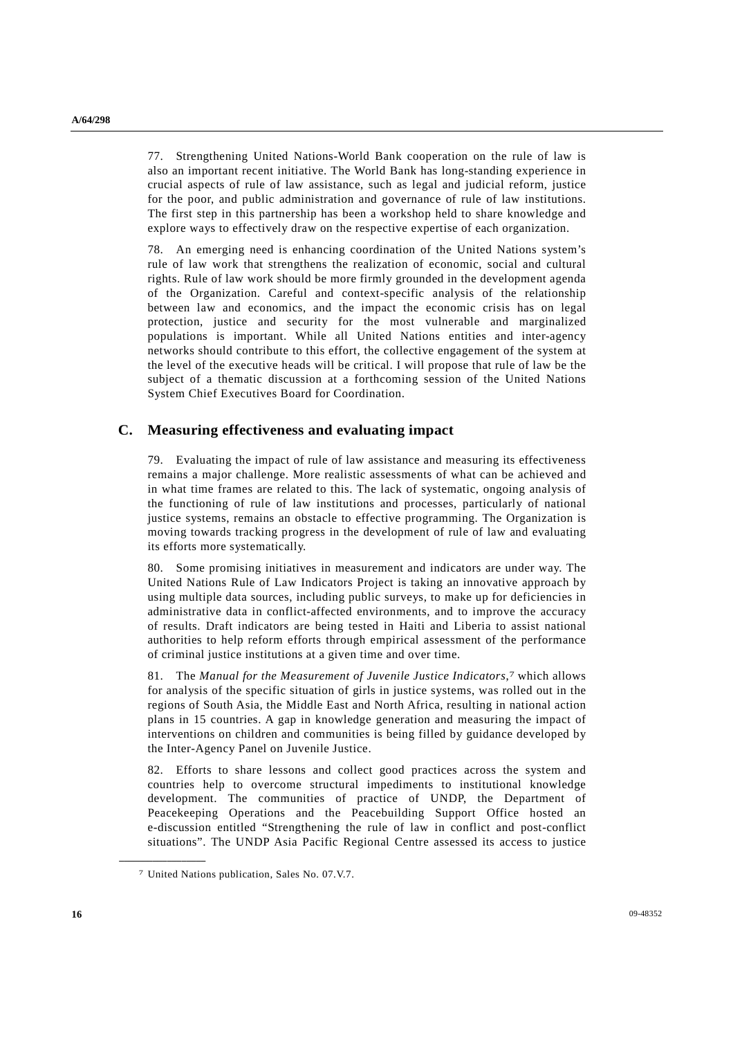77. Strengthening United Nations-World Bank cooperation on the rule of law is also an important recent initiative. The World Bank has long-standing experience in crucial aspects of rule of law assistance, such as legal and judicial reform, justice for the poor, and public administration and governance of rule of law institutions. The first step in this partnership has been a workshop held to share knowledge and explore ways to effectively draw on the respective expertise of each organization.

78. An emerging need is enhancing coordination of the United Nations system's rule of law work that strengthens the realization of economic, social and cultural rights. Rule of law work should be more firmly grounded in the development agenda of the Organization. Careful and context-specific analysis of the relationship between law and economics, and the impact the economic crisis has on legal protection, justice and security for the most vulnerable and marginalized populations is important. While all United Nations entities and inter-agency networks should contribute to this effort, the collective engagement of the system at the level of the executive heads will be critical. I will propose that rule of law be the subject of a thematic discussion at a forthcoming session of the United Nations System Chief Executives Board for Coordination.

## C. Measuring effectiveness and evaluating impact

79. Evaluating the impact of rule of law assistance and measuring its effectiveness remains a major challenge. More realistic assessments of what can be achieved and in what time frames are related to this. The lack of systematic, ongoing analysis of the functioning of rule of law institutions and processes, particularly of national justice systems, remains an obstacle to effective programming. The Organization is moving towards tracking progress in the development of rule of law and evaluating its efforts more systematically.

80. Some promising initiatives in measurement and indicators are under way. The United Nations Rule of Law Indicators Project is taking an innovative approach by using multiple data sources, including public surveys, to make up for deficiencies in administrative data in conflict-affected environments, and to improve the accuracy of results. Draft indicators are being tested in Haiti and Liberia to assist national authorities to help reform efforts through empirical assessment of the performance of criminal justice institutions at a given time and over time.

81. The *Manual for the Measurement of Juvenile Justice Indicators*,[7] which allows for analysis of the specific situation of girls in justice systems, was rolled out in the regions of South Asia, the Middle East and North Africa, resulting in national action plans in 15 countries. A gap in knowledge generation and measuring the impact of interventions on children and communities is being filled by guidance developed by the Inter-Agency Panel on Juvenile Justice.

82. Efforts to share lessons and collect good practices across the system and countries help to overcome structural impediments to institutional knowledge development. The communities of practice of UNDP, the Department of Peacekeeping Operations and the Peacebuilding Support Office hosted an e-discussion entitled "Strengthening the rule of law in conflict and post-conflict situations". The UNDP Asia Pacific Regional Centre assessed its access to justice

---

[7] United Nations publication, Sales No. 07.V.7.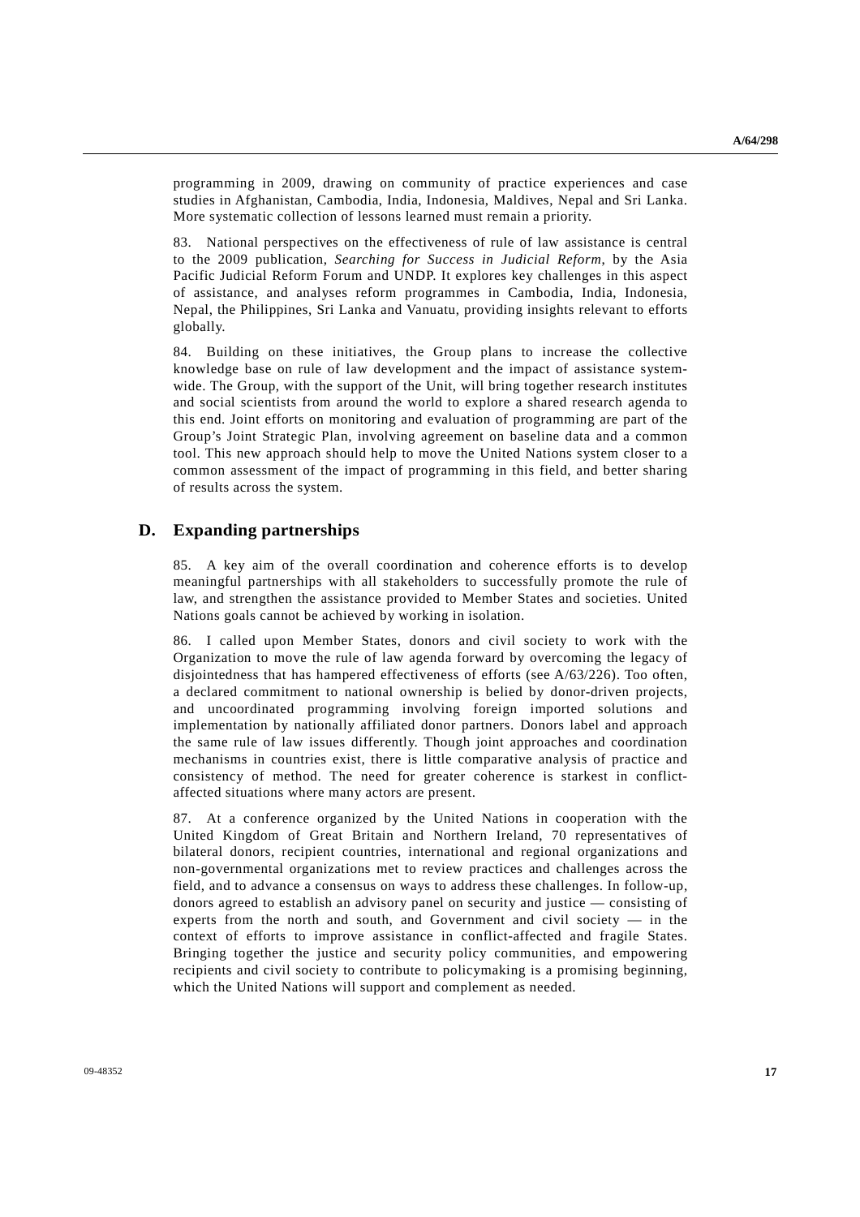programming in 2009, drawing on community of practice experiences and case studies in Afghanistan, Cambodia, India, Indonesia, Maldives, Nepal and Sri Lanka. More systematic collection of lessons learned must remain a priority.

83. National perspectives on the effectiveness of rule of law assistance is central to the 2009 publication, *Searching for Success in Judicial Reform*, by the Asia Pacific Judicial Reform Forum and UNDP. It explores key challenges in this aspect of assistance, and analyses reform programmes in Cambodia, India, Indonesia, Nepal, the Philippines, Sri Lanka and Vanuatu, providing insights relevant to efforts globally.

84. Building on these initiatives, the Group plans to increase the collective knowledge base on rule of law development and the impact of assistance system-wide. The Group, with the support of the Unit, will bring together research institutes and social scientists from around the world to explore a shared research agenda to this end. Joint efforts on monitoring and evaluation of programming are part of the Group's Joint Strategic Plan, involving agreement on baseline data and a common tool. This new approach should help to move the United Nations system closer to a common assessment of the impact of programming in this field, and better sharing of results across the system.

## D. Expanding partnerships

85. A key aim of the overall coordination and coherence efforts is to develop meaningful partnerships with all stakeholders to successfully promote the rule of law, and strengthen the assistance provided to Member States and societies. United Nations goals cannot be achieved by working in isolation.

86. I called upon Member States, donors and civil society to work with the Organization to move the rule of law agenda forward by overcoming the legacy of disjointedness that has hampered effectiveness of efforts (see A/63/226). Too often, a declared commitment to national ownership is belied by donor-driven projects, and uncoordinated programming involving foreign imported solutions and implementation by nationally affiliated donor partners. Donors label and approach the same rule of law issues differently. Though joint approaches and coordination mechanisms in countries exist, there is little comparative analysis of practice and consistency of method. The need for greater coherence is starkest in conflict-affected situations where many actors are present.

87. At a conference organized by the United Nations in cooperation with the United Kingdom of Great Britain and Northern Ireland, 70 representatives of bilateral donors, recipient countries, international and regional organizations and non-governmental organizations met to review practices and challenges across the field, and to advance a consensus on ways to address these challenges. In follow-up, donors agreed to establish an advisory panel on security and justice — consisting of experts from the north and south, and Government and civil society — in the context of efforts to improve assistance in conflict-affected and fragile States. Bringing together the justice and security policy communities, and empowering recipients and civil society to contribute to policymaking is a promising beginning, which the United Nations will support and complement as needed.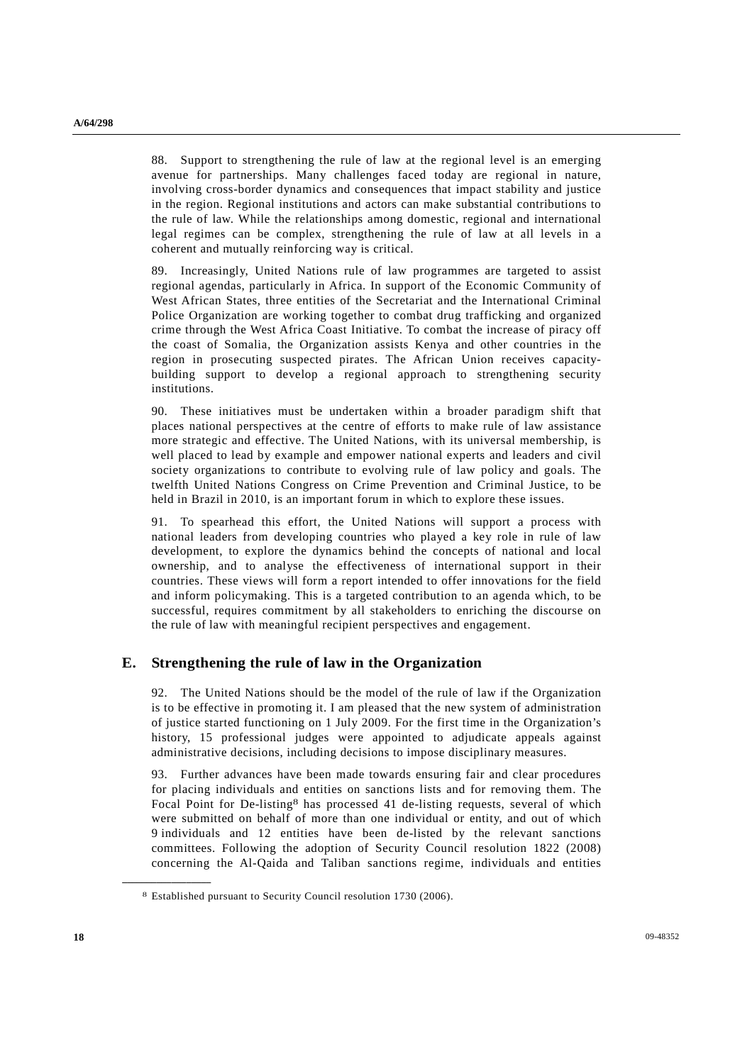88. Support to strengthening the rule of law at the regional level is an emerging avenue for partnerships. Many challenges faced today are regional in nature, involving cross-border dynamics and consequences that impact stability and justice in the region. Regional institutions and actors can make substantial contributions to the rule of law. While the relationships among domestic, regional and international legal regimes can be complex, strengthening the rule of law at all levels in a coherent and mutually reinforcing way is critical.

89. Increasingly, United Nations rule of law programmes are targeted to assist regional agendas, particularly in Africa. In support of the Economic Community of West African States, three entities of the Secretariat and the International Criminal Police Organization are working together to combat drug trafficking and organized crime through the West Africa Coast Initiative. To combat the increase of piracy off the coast of Somalia, the Organization assists Kenya and other countries in the region in prosecuting suspected pirates. The African Union receives capacity-building support to develop a regional approach to strengthening security institutions.

90. These initiatives must be undertaken within a broader paradigm shift that places national perspectives at the centre of efforts to make rule of law assistance more strategic and effective. The United Nations, with its universal membership, is well placed to lead by example and empower national experts and leaders and civil society organizations to contribute to evolving rule of law policy and goals. The twelfth United Nations Congress on Crime Prevention and Criminal Justice, to be held in Brazil in 2010, is an important forum in which to explore these issues.

91. To spearhead this effort, the United Nations will support a process with national leaders from developing countries who played a key role in rule of law development, to explore the dynamics behind the concepts of national and local ownership, and to analyse the effectiveness of international support in their countries. These views will form a report intended to offer innovations for the field and inform policymaking. This is a targeted contribution to an agenda which, to be successful, requires commitment by all stakeholders to enriching the discourse on the rule of law with meaningful recipient perspectives and engagement.

## E. Strengthening the rule of law in the Organization

92. The United Nations should be the model of the rule of law if the Organization is to be effective in promoting it. I am pleased that the new system of administration of justice started functioning on 1 July 2009. For the first time in the Organization's history, 15 professional judges were appointed to adjudicate appeals against administrative decisions, including decisions to impose disciplinary measures.

93. Further advances have been made towards ensuring fair and clear procedures for placing individuals and entities on sanctions lists and for removing them. The Focal Point for De-listing[8] has processed 41 de-listing requests, several of which were submitted on behalf of more than one individual or entity, and out of which 9 individuals and 12 entities have been de-listed by the relevant sanctions committees. Following the adoption of Security Council resolution 1822 (2008) concerning the Al-Qaida and Taliban sanctions regime, individuals and entities

[8] Established pursuant to Security Council resolution 1730 (2006).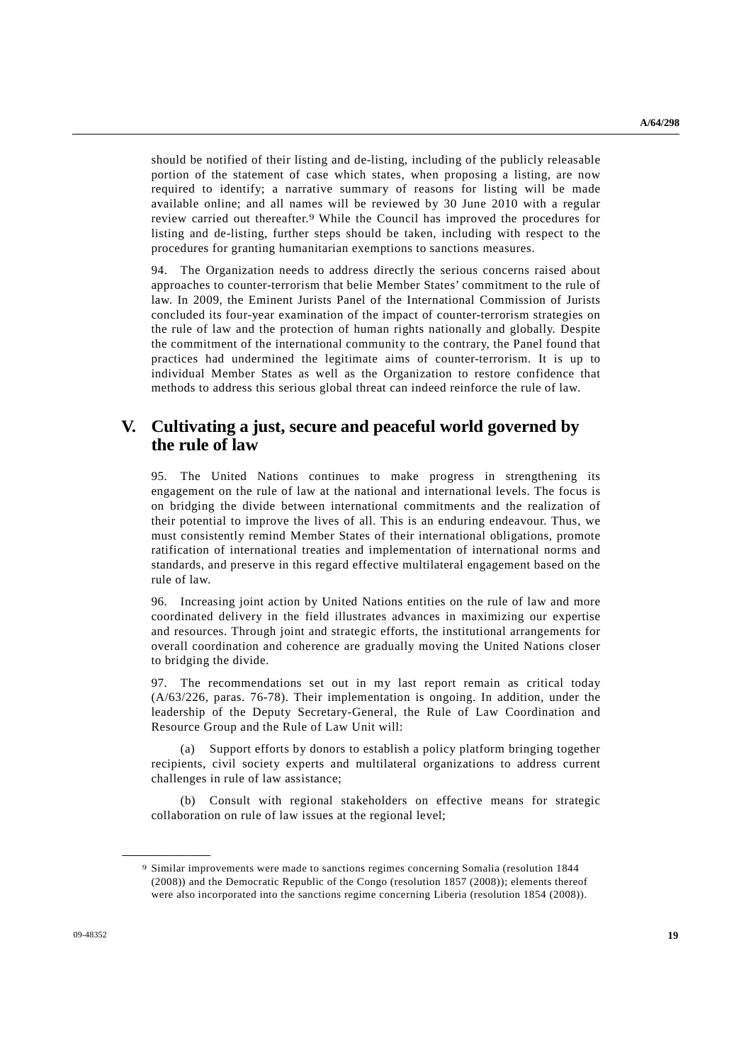should be notified of their listing and de-listing, including of the publicly releasable portion of the statement of case which states, when proposing a listing, are now required to identify; a narrative summary of reasons for listing will be made available online; and all names will be reviewed by 30 June 2010 with a regular review carried out thereafter.[9] While the Council has improved the procedures for listing and de-listing, further steps should be taken, including with respect to the procedures for granting humanitarian exemptions to sanctions measures.

94. The Organization needs to address directly the serious concerns raised about approaches to counter-terrorism that belie Member States' commitment to the rule of law. In 2009, the Eminent Jurists Panel of the International Commission of Jurists concluded its four-year examination of the impact of counter-terrorism strategies on the rule of law and the protection of human rights nationally and globally. Despite the commitment of the international community to the contrary, the Panel found that practices had undermined the legitimate aims of counter-terrorism. It is up to individual Member States as well as the Organization to restore confidence that methods to address this serious global threat can indeed reinforce the rule of law.

# V. Cultivating a just, secure and peaceful world governed by the rule of law

95. The United Nations continues to make progress in strengthening its engagement on the rule of law at the national and international levels. The focus is on bridging the divide between international commitments and the realization of their potential to improve the lives of all. This is an enduring endeavour. Thus, we must consistently remind Member States of their international obligations, promote ratification of international treaties and implementation of international norms and standards, and preserve in this regard effective multilateral engagement based on the rule of law.

96. Increasing joint action by United Nations entities on the rule of law and more coordinated delivery in the field illustrates advances in maximizing our expertise and resources. Through joint and strategic efforts, the institutional arrangements for overall coordination and coherence are gradually moving the United Nations closer to bridging the divide.

97. The recommendations set out in my last report remain as critical today (A/63/226, paras. 76-78). Their implementation is ongoing. In addition, under the leadership of the Deputy Secretary-General, the Rule of Law Coordination and Resource Group and the Rule of Law Unit will:

(a) Support efforts by donors to establish a policy platform bringing together recipients, civil society experts and multilateral organizations to address current challenges in rule of law assistance;

(b) Consult with regional stakeholders on effective means for strategic collaboration on rule of law issues at the regional level;

---

[9] Similar improvements were made to sanctions regimes concerning Somalia (resolution 1844 (2008)) and the Democratic Republic of the Congo (resolution 1857 (2008)); elements thereof were also incorporated into the sanctions regime concerning Liberia (resolution 1854 (2008)).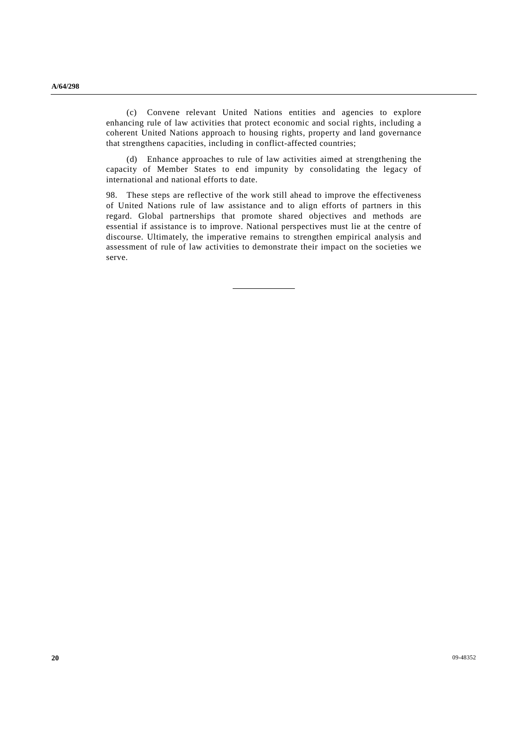(c) Convene relevant United Nations entities and agencies to explore enhancing rule of law activities that protect economic and social rights, including a coherent United Nations approach to housing rights, property and land governance that strengthens capacities, including in conflict-affected countries;

(d) Enhance approaches to rule of law activities aimed at strengthening the capacity of Member States to end impunity by consolidating the legacy of international and national efforts to date.

98. These steps are reflective of the work still ahead to improve the effectiveness of United Nations rule of law assistance and to align efforts of partners in this regard. Global partnerships that promote shared objectives and methods are essential if assistance is to improve. National perspectives must lie at the centre of discourse. Ultimately, the imperative remains to strengthen empirical analysis and assessment of rule of law activities to demonstrate their impact on the societies we serve.